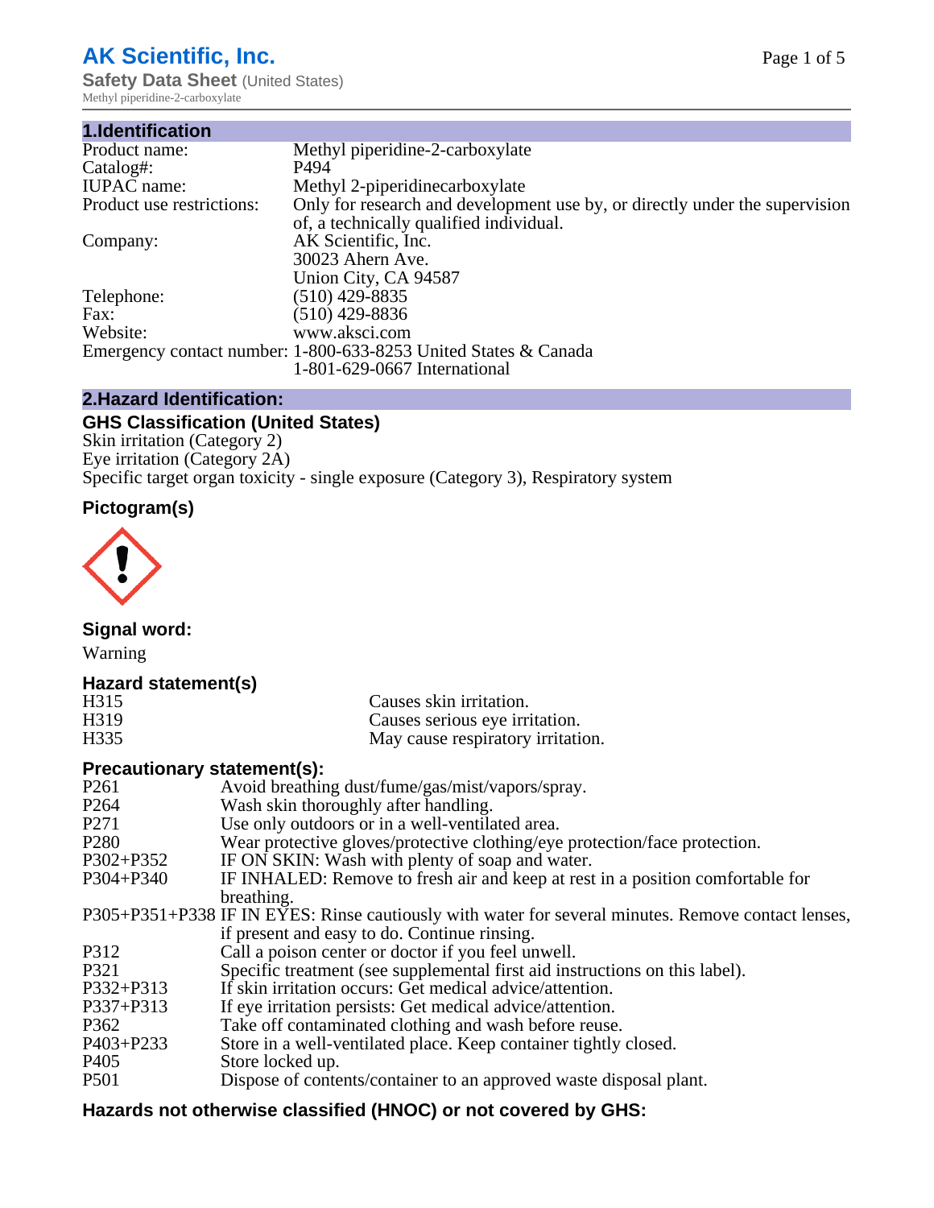# AK Scientific, Inc.

**Safety Data Sheet** (United States)
Methyl piperidine-2-carboxylate

## 1.Identification

| | |
|---|---|
| Product name: | Methyl piperidine-2-carboxylate |
| Catalog#: | P494 |
| IUPAC name: | Methyl 2-piperidinecarboxylate |
| Product use restrictions: | Only for research and development use by, or directly under the supervision of, a technically qualified individual. |
| Company: | AK Scientific, Inc.<br>30023 Ahern Ave.<br>Union City, CA 94587 |
| Telephone: | (510) 429-8835 |
| Fax: | (510) 429-8836 |
| Website: | www.aksci.com |
| Emergency contact number: | 1-800-633-8253 United States & Canada<br>1-801-629-0667 International |

## 2.Hazard Identification:

### GHS Classification (United States)

Skin irritation (Category 2)
Eye irritation (Category 2A)
Specific target organ toxicity - single exposure (Category 3), Respiratory system

### Pictogram(s)

### Signal word:

Warning

### Hazard statement(s)

| | |
|---|---|
| H315 | Causes skin irritation. |
| H319 | Causes serious eye irritation. |
| H335 | May cause respiratory irritation. |

### Precautionary statement(s):

| | |
|---|---|
| P261 | Avoid breathing dust/fume/gas/mist/vapors/spray. |
| P264 | Wash skin thoroughly after handling. |
| P271 | Use only outdoors or in a well-ventilated area. |
| P280 | Wear protective gloves/protective clothing/eye protection/face protection. |
| P302+P352 | IF ON SKIN: Wash with plenty of soap and water. |
| P304+P340 | IF INHALED: Remove to fresh air and keep at rest in a position comfortable for breathing. |
| P305+P351+P338 | IF IN EYES: Rinse cautiously with water for several minutes. Remove contact lenses, if present and easy to do. Continue rinsing. |
| P312 | Call a poison center or doctor if you feel unwell. |
| P321 | Specific treatment (see supplemental first aid instructions on this label). |
| P332+P313 | If skin irritation occurs: Get medical advice/attention. |
| P337+P313 | If eye irritation persists: Get medical advice/attention. |
| P362 | Take off contaminated clothing and wash before reuse. |
| P403+P233 | Store in a well-ventilated place. Keep container tightly closed. |
| P405 | Store locked up. |
| P501 | Dispose of contents/container to an approved waste disposal plant. |

### Hazards not otherwise classified (HNOC) or not covered by GHS: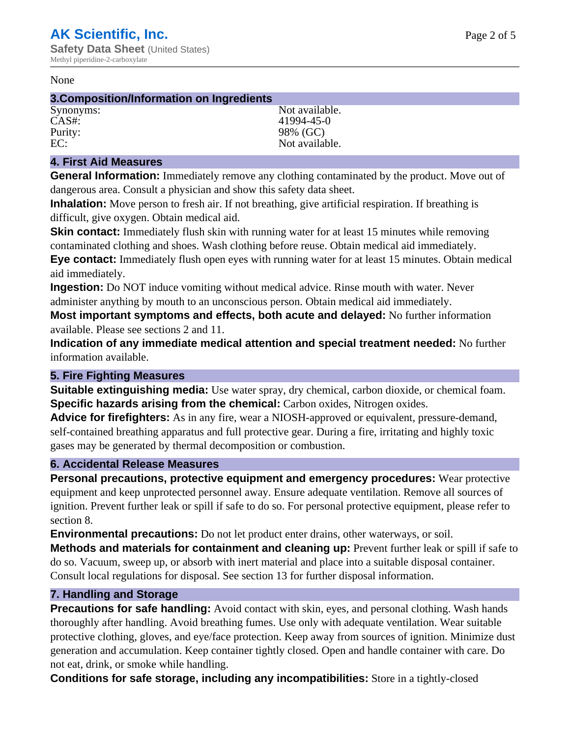None

## 3.Composition/Information on Ingredients

| | |
|---|---|
| Synonyms: | Not available. |
| CAS#: | 41994-45-0 |
| Purity: | 98% (GC) |
| EC: | Not available. |

## 4. First Aid Measures

**General Information:** Immediately remove any clothing contaminated by the product. Move out of dangerous area. Consult a physician and show this safety data sheet.

**Inhalation:** Move person to fresh air. If not breathing, give artificial respiration. If breathing is difficult, give oxygen. Obtain medical aid.

**Skin contact:** Immediately flush skin with running water for at least 15 minutes while removing contaminated clothing and shoes. Wash clothing before reuse. Obtain medical aid immediately.

**Eye contact:** Immediately flush open eyes with running water for at least 15 minutes. Obtain medical aid immediately.

**Ingestion:** Do NOT induce vomiting without medical advice. Rinse mouth with water. Never administer anything by mouth to an unconscious person. Obtain medical aid immediately.

**Most important symptoms and effects, both acute and delayed:** No further information available. Please see sections 2 and 11.

**Indication of any immediate medical attention and special treatment needed:** No further information available.

## 5. Fire Fighting Measures

**Suitable extinguishing media:** Use water spray, dry chemical, carbon dioxide, or chemical foam.

**Specific hazards arising from the chemical:** Carbon oxides, Nitrogen oxides.

**Advice for firefighters:** As in any fire, wear a NIOSH-approved or equivalent, pressure-demand, self-contained breathing apparatus and full protective gear. During a fire, irritating and highly toxic gases may be generated by thermal decomposition or combustion.

## 6. Accidental Release Measures

**Personal precautions, protective equipment and emergency procedures:** Wear protective equipment and keep unprotected personnel away. Ensure adequate ventilation. Remove all sources of ignition. Prevent further leak or spill if safe to do so. For personal protective equipment, please refer to section 8.

**Environmental precautions:** Do not let product enter drains, other waterways, or soil.

**Methods and materials for containment and cleaning up:** Prevent further leak or spill if safe to do so. Vacuum, sweep up, or absorb with inert material and place into a suitable disposal container. Consult local regulations for disposal. See section 13 for further disposal information.

## 7. Handling and Storage

**Precautions for safe handling:** Avoid contact with skin, eyes, and personal clothing. Wash hands thoroughly after handling. Avoid breathing fumes. Use only with adequate ventilation. Wear suitable protective clothing, gloves, and eye/face protection. Keep away from sources of ignition. Minimize dust generation and accumulation. Keep container tightly closed. Open and handle container with care. Do not eat, drink, or smoke while handling.

**Conditions for safe storage, including any incompatibilities:** Store in a tightly-closed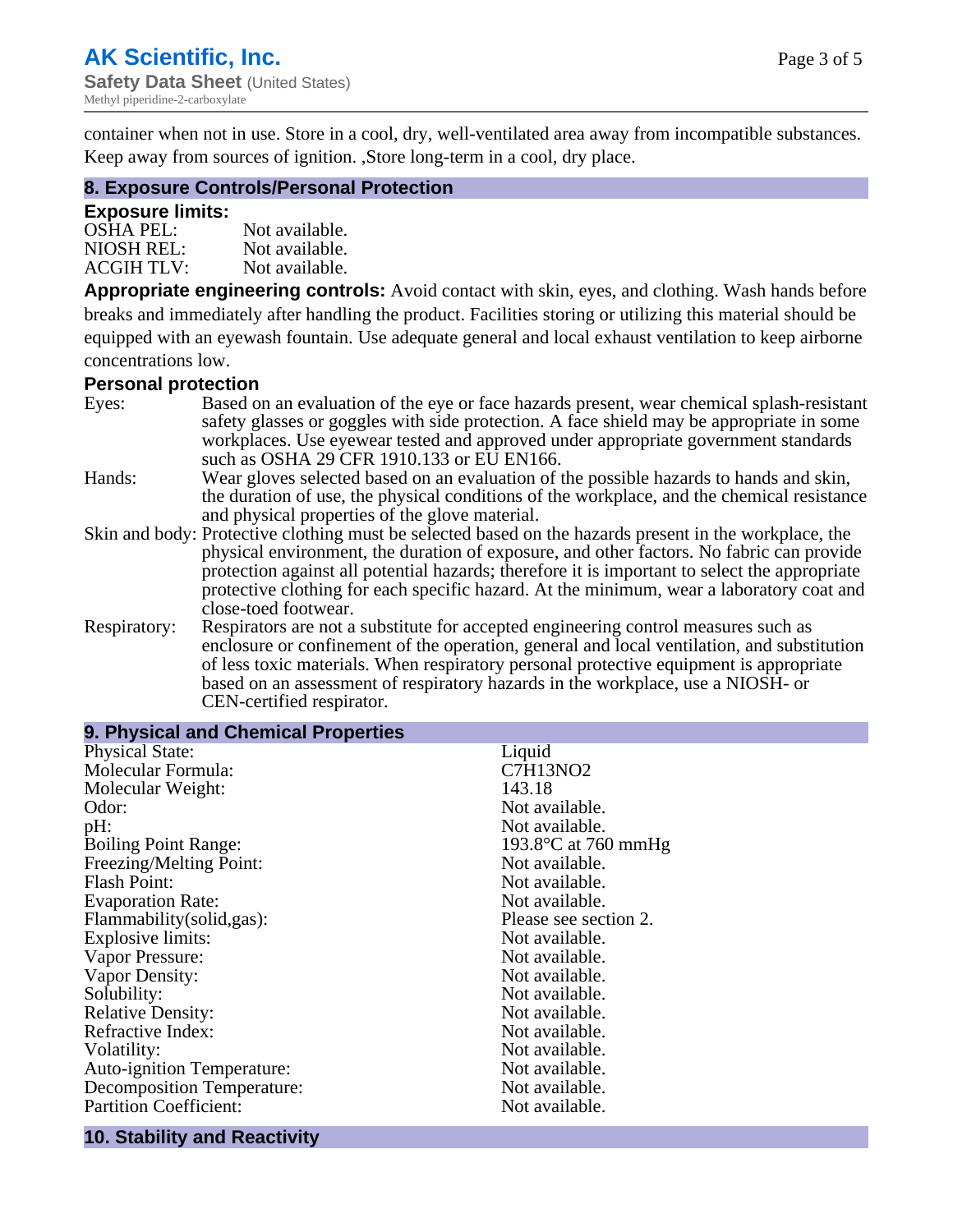container when not in use. Store in a cool, dry, well-ventilated area away from incompatible substances. Keep away from sources of ignition. ,Store long-term in a cool, dry place.

## 8. Exposure Controls/Personal Protection

### Exposure limits:

| | |
|---|---|
| OSHA PEL: | Not available. |
| NIOSH REL: | Not available. |
| ACGIH TLV: | Not available. |

**Appropriate engineering controls:** Avoid contact with skin, eyes, and clothing. Wash hands before breaks and immediately after handling the product. Facilities storing or utilizing this material should be equipped with an eyewash fountain. Use adequate general and local exhaust ventilation to keep airborne concentrations low.

### Personal protection

| | |
|---|---|
| Eyes: | Based on an evaluation of the eye or face hazards present, wear chemical splash-resistant safety glasses or goggles with side protection. A face shield may be appropriate in some workplaces. Use eyewear tested and approved under appropriate government standards such as OSHA 29 CFR 1910.133 or EU EN166. |
| Hands: | Wear gloves selected based on an evaluation of the possible hazards to hands and skin, the duration of use, the physical conditions of the workplace, and the chemical resistance and physical properties of the glove material. |
| Skin and body: | Protective clothing must be selected based on the hazards present in the workplace, the physical environment, the duration of exposure, and other factors. No fabric can provide protection against all potential hazards; therefore it is important to select the appropriate protective clothing for each specific hazard. At the minimum, wear a laboratory coat and close-toed footwear. |
| Respiratory: | Respirators are not a substitute for accepted engineering control measures such as enclosure or confinement of the operation, general and local ventilation, and substitution of less toxic materials. When respiratory personal protective equipment is appropriate based on an assessment of respiratory hazards in the workplace, use a NIOSH- or CEN-certified respirator. |

## 9. Physical and Chemical Properties

| | |
|---|---|
| Physical State: | Liquid |
| Molecular Formula: | $C_7H_{13}NO_2$ |
| Molecular Weight: | 143.18 |
| Odor: | Not available. |
| pH: | Not available. |
| Boiling Point Range: | 193.8°C at 760 mmHg |
| Freezing/Melting Point: | Not available. |
| Flash Point: | Not available. |
| Evaporation Rate: | Not available. |
| Flammability(solid,gas): | Please see section 2. |
| Explosive limits: | Not available. |
| Vapor Pressure: | Not available. |
| Vapor Density: | Not available. |
| Solubility: | Not available. |
| Relative Density: | Not available. |
| Refractive Index: | Not available. |
| Volatility: | Not available. |
| Auto-ignition Temperature: | Not available. |
| Decomposition Temperature: | Not available. |
| Partition Coefficient: | Not available. |

## 10. Stability and Reactivity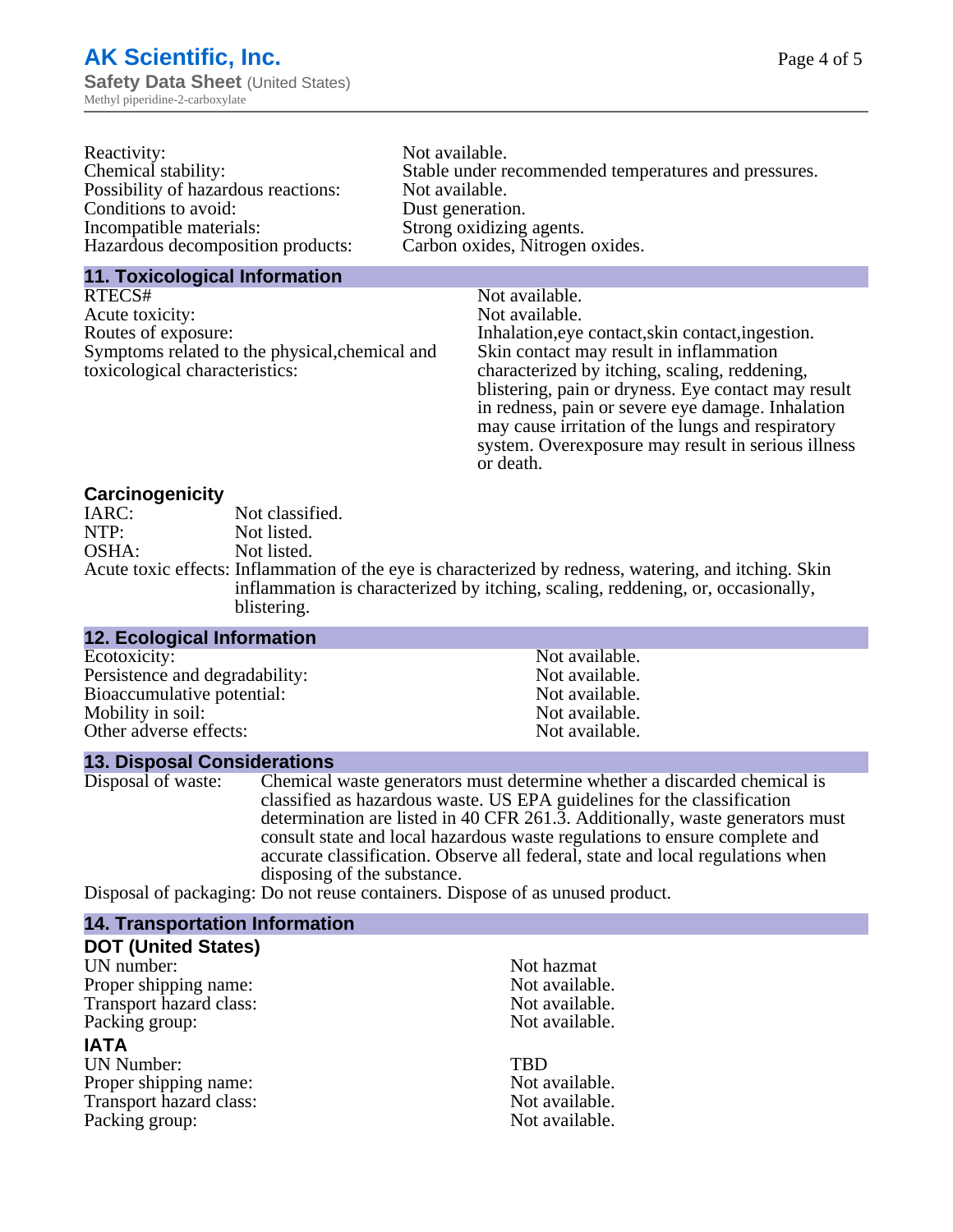| | |
|---|---|
| Reactivity: | Not available. |
| Chemical stability: | Stable under recommended temperatures and pressures. |
| Possibility of hazardous reactions: | Not available. |
| Conditions to avoid: | Dust generation. |
| Incompatible materials: | Strong oxidizing agents. |
| Hazardous decomposition products: | Carbon oxides, Nitrogen oxides. |

## 11. Toxicological Information

| | |
|---|---|
| RTECS# | Not available. |
| Acute toxicity: | Not available. |
| Routes of exposure: | Inhalation,eye contact,skin contact,ingestion. |
| Symptoms related to the physical,chemical and toxicological characteristics: | Skin contact may result in inflammation characterized by itching, scaling, reddening, blistering, pain or dryness. Eye contact may result in redness, pain or severe eye damage. Inhalation may cause irritation of the lungs and respiratory system. Overexposure may result in serious illness or death. |

### Carcinogenicity

| | |
|---|---|
| IARC: | Not classified. |
| NTP: | Not listed. |
| OSHA: | Not listed. |
| Acute toxic effects: | Inflammation of the eye is characterized by redness, watering, and itching. Skin inflammation is characterized by itching, scaling, reddening, or, occasionally, blistering. |

## 12. Ecological Information

| | |
|---|---|
| Ecotoxicity: | Not available. |
| Persistence and degradability: | Not available. |
| Bioaccumulative potential: | Not available. |
| Mobility in soil: | Not available. |
| Other adverse effects: | Not available. |

## 13. Disposal Considerations

| | |
|---|---|
| Disposal of waste: | Chemical waste generators must determine whether a discarded chemical is classified as hazardous waste. US EPA guidelines for the classification determination are listed in 40 CFR 261.3. Additionally, waste generators must consult state and local hazardous waste regulations to ensure complete and accurate classification. Observe all federal, state and local regulations when disposing of the substance. |
| Disposal of packaging: | Do not reuse containers. Dispose of as unused product. |

## 14. Transportation Information

### DOT (United States)

| | |
|---|---|
| UN number: | Not hazmat |
| Proper shipping name: | Not available. |
| Transport hazard class: | Not available. |
| Packing group: | Not available. |

### IATA

| | |
|---|---|
| UN Number: | TBD |
| Proper shipping name: | Not available. |
| Transport hazard class: | Not available. |
| Packing group: | Not available. |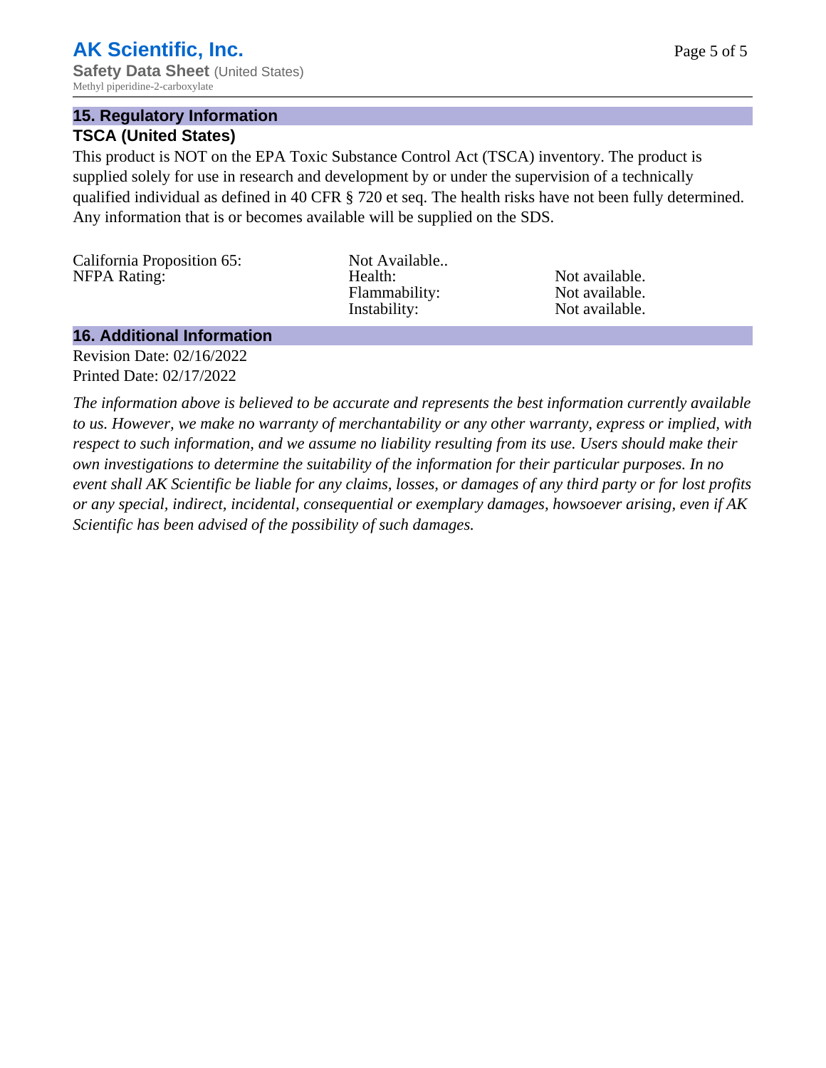## 15. Regulatory Information

### TSCA (United States)

This product is NOT on the EPA Toxic Substance Control Act (TSCA) inventory. The product is supplied solely for use in research and development by or under the supervision of a technically qualified individual as defined in 40 CFR § 720 et seq. The health risks have not been fully determined. Any information that is or becomes available will be supplied on the SDS.

| | | |
|---|---|---|
| California Proposition 65: | Not Available.. | |
| NFPA Rating: | Health: | Not available. |
| | Flammability: | Not available. |
| | Instability: | Not available. |

## 16. Additional Information

Revision Date: 02/16/2022
Printed Date: 02/17/2022

*The information above is believed to be accurate and represents the best information currently available to us. However, we make no warranty of merchantability or any other warranty, express or implied, with respect to such information, and we assume no liability resulting from its use. Users should make their own investigations to determine the suitability of the information for their particular purposes. In no event shall AK Scientific be liable for any claims, losses, or damages of any third party or for lost profits or any special, indirect, incidental, consequential or exemplary damages, howsoever arising, even if AK Scientific has been advised of the possibility of such damages.*